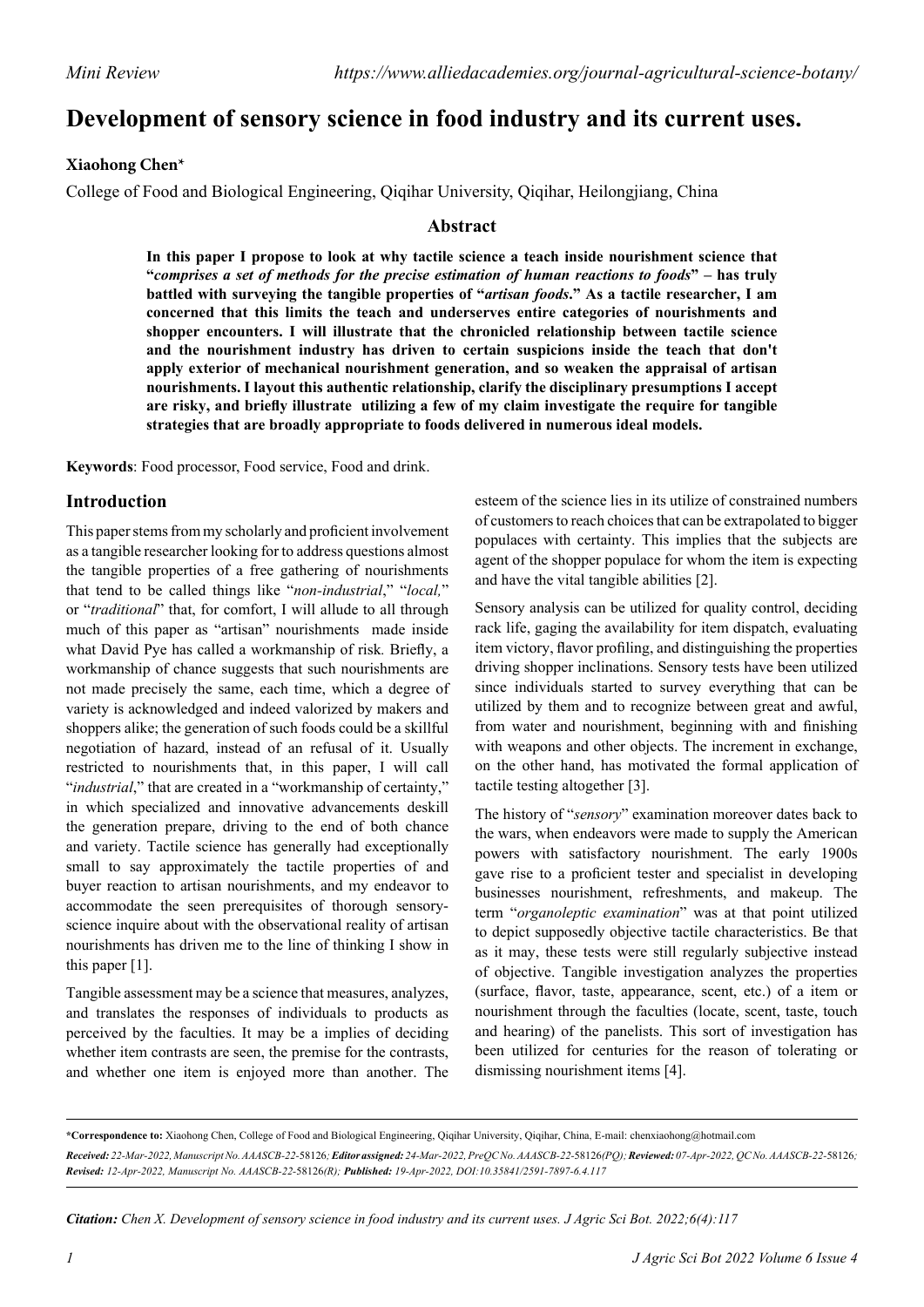# Development of sensory science in food industry and its current uses.

**Xiaohong Chen***

College of Food and Biological Engineering, Qiqihar University, Qiqihar, Heilongjiang, China

## Abstract

**In this paper I propose to look at why tactile science a teach inside nourishment science that "*comprises a set of methods for the precise estimation of human reactions to foods*" – has truly battled with surveying the tangible properties of "*artisan foods*." As a tactile researcher, I am concerned that this limits the teach and underserves entire categories of nourishments and shopper encounters. I will illustrate that the chronicled relationship between tactile science and the nourishment industry has driven to certain suspicions inside the teach that don't apply exterior of mechanical nourishment generation, and so weaken the appraisal of artisan nourishments. I layout this authentic relationship, clarify the disciplinary presumptions I accept are risky, and briefly illustrate utilizing a few of my claim investigate the require for tangible strategies that are broadly appropriate to foods delivered in numerous ideal models.**

**Keywords**: Food processor, Food service, Food and drink.

## Introduction

This paper stems from my scholarly and proficient involvement as a tangible researcher looking for to address questions almost the tangible properties of a free gathering of nourishments that tend to be called things like "*non-industrial*," "*local,*" or "*traditional*" that, for comfort, I will allude to all through much of this paper as "artisan" nourishments made inside what David Pye has called a workmanship of risk. Briefly, a workmanship of chance suggests that such nourishments are not made precisely the same, each time, which a degree of variety is acknowledged and indeed valorized by makers and shoppers alike; the generation of such foods could be a skillful negotiation of hazard, instead of an refusal of it. Usually restricted to nourishments that, in this paper, I will call "*industrial*," that are created in a "workmanship of certainty," in which specialized and innovative advancements deskill the generation prepare, driving to the end of both chance and variety. Tactile science has generally had exceptionally small to say approximately the tactile properties of and buyer reaction to artisan nourishments, and my endeavor to accommodate the seen prerequisites of thorough sensory-science inquire about with the observational reality of artisan nourishments has driven me to the line of thinking I show in this paper [1].

Tangible assessment may be a science that measures, analyzes, and translates the responses of individuals to products as perceived by the faculties. It may be a implies of deciding whether item contrasts are seen, the premise for the contrasts, and whether one item is enjoyed more than another. The esteem of the science lies in its utilize of constrained numbers of customers to reach choices that can be extrapolated to bigger populaces with certainty. This implies that the subjects are agent of the shopper populace for whom the item is expecting and have the vital tangible abilities [2].

Sensory analysis can be utilized for quality control, deciding rack life, gaging the availability for item dispatch, evaluating item victory, flavor profiling, and distinguishing the properties driving shopper inclinations. Sensory tests have been utilized since individuals started to survey everything that can be utilized by them and to recognize between great and awful, from water and nourishment, beginning with and finishing with weapons and other objects. The increment in exchange, on the other hand, has motivated the formal application of tactile testing altogether [3].

The history of "*sensory*" examination moreover dates back to the wars, when endeavors were made to supply the American powers with satisfactory nourishment. The early 1900s gave rise to a proficient tester and specialist in developing businesses nourishment, refreshments, and makeup. The term "*organoleptic examination*" was at that point utilized to depict supposedly objective tactile characteristics. Be that as it may, these tests were still regularly subjective instead of objective. Tangible investigation analyzes the properties (surface, flavor, taste, appearance, scent, etc.) of a item or nourishment through the faculties (locate, scent, taste, touch and hearing) of the panelists. This sort of investigation has been utilized for centuries for the reason of tolerating or dismissing nourishment items [4].

**\*Correspondence to:** Xiaohong Chen, College of Food and Biological Engineering, Qiqihar University, Qiqihar, China, E-mail: chenxiaohong@hotmail.com

***Received:*** *22-Mar-2022, Manuscript No. AAASCB-22-58126;* ***Editor assigned:*** *24-Mar-2022, PreQC No. AAASCB-22-58126(PQ);* ***Reviewed:*** *07-Apr-2022, QC No. AAASCB-22-58126;* ***Revised:*** *12-Apr-2022, Manuscript No. AAASCB-22-58126(R);* ***Published:*** *19-Apr-2022, DOI:10.35841/2591-7897-6.4.117*

***Citation:*** *Chen X. Development of sensory science in food industry and its current uses. J Agric Sci Bot. 2022;6(4):117*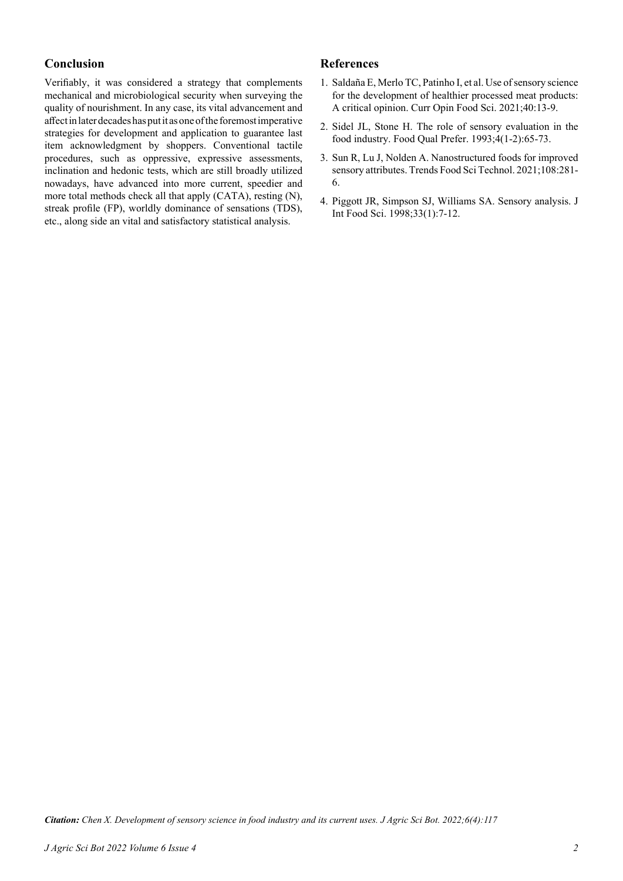## Conclusion

Verifiably, it was considered a strategy that complements mechanical and microbiological security when surveying the quality of nourishment. In any case, its vital advancement and affect in later decades has put it as one of the foremost imperative strategies for development and application to guarantee last item acknowledgment by shoppers. Conventional tactile procedures, such as oppressive, expressive assessments, inclination and hedonic tests, which are still broadly utilized nowadays, have advanced into more current, speedier and more total methods check all that apply (CATA), resting (N), streak profile (FP), worldly dominance of sensations (TDS), etc., along side an vital and satisfactory statistical analysis.

## References

1. Saldaña E, Merlo TC, Patinho I, et al. Use of sensory science for the development of healthier processed meat products: A critical opinion. Curr Opin Food Sci. 2021;40:13-9.
2. Sidel JL, Stone H. The role of sensory evaluation in the food industry. Food Qual Prefer. 1993;4(1-2):65-73.
3. Sun R, Lu J, Nolden A. Nanostructured foods for improved sensory attributes. Trends Food Sci Technol. 2021;108:281-6.
4. Piggott JR, Simpson SJ, Williams SA. Sensory analysis. J Int Food Sci. 1998;33(1):7-12.

***Citation:** Chen X. Development of sensory science in food industry and its current uses. J Agric Sci Bot. 2022;6(4):117*